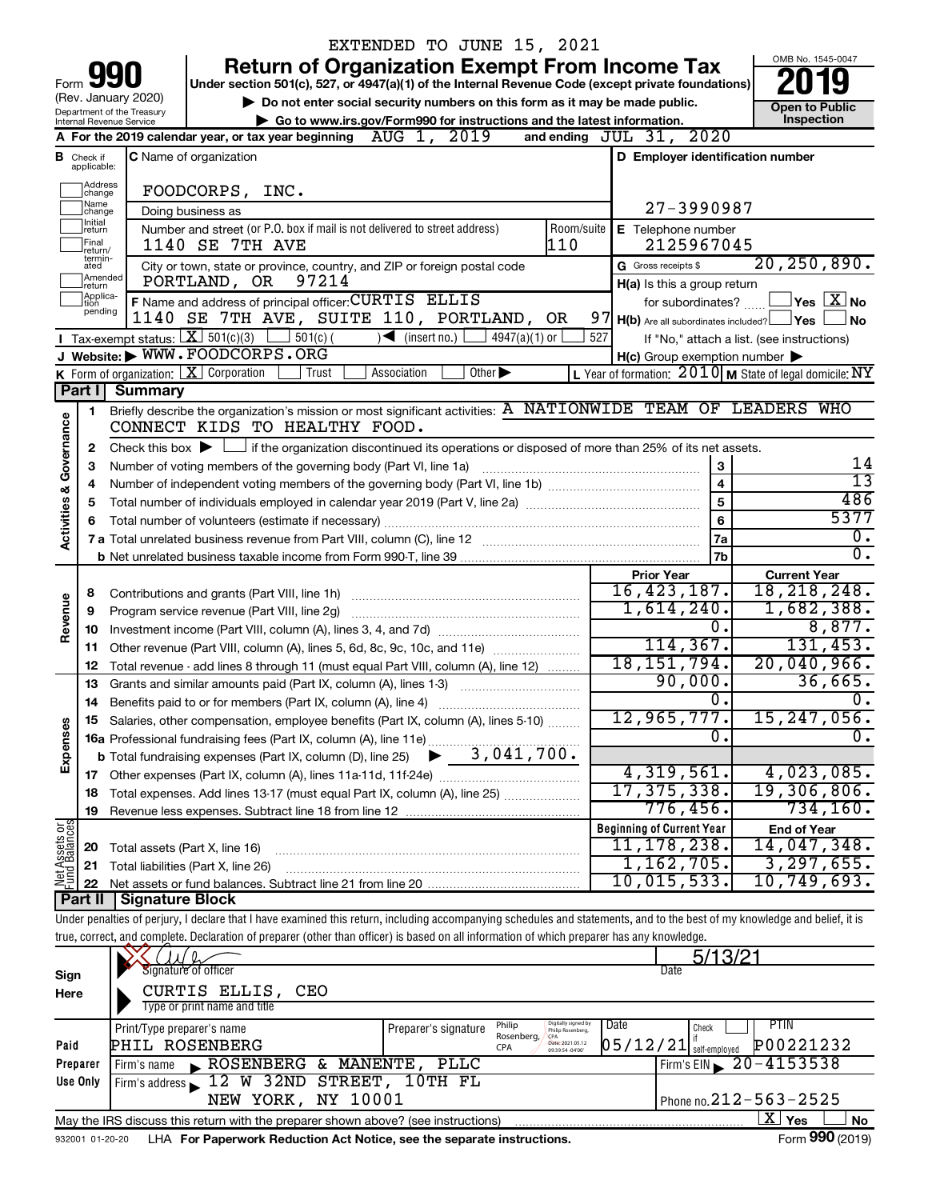EXTENDED TO JUNE 15, 2021

# Form 990 Return of Organization Exempt From Income Tax

(Rev. January 2020)

Under section 501(c), 527, or 4947(a)(1) of the Internal Revenue Code (except private foundations)

▶ Do not enter social security numbers on this form as it may be made public.

▶ Go to www.irs.gov/Form990 for instructions and the latest information.

Department of the Treasury
Internal Revenue Service

OMB No. 1545-0047

**2019**

**Open to Public Inspection**

**A** For the 2019 calendar year, or tax year beginning AUG 1, 2019 and ending JUL 31, 2020

**B** Check if applicable: Address change, Name change, Initial return, Final return/terminated, Amended return, Application pending

**C** Name of organization: FOODCORPS, INC.

Doing business as

Number and street (or P.O. box if mail is not delivered to street address): 1140 SE 7TH AVE — Room/suite: 110

City or town, state or province, country, and ZIP or foreign postal code: PORTLAND, OR 97214

**D** Employer identification number: 27-3990987

**E** Telephone number: 2125967045

**G** Gross receipts $ 20,250,890.

**F** Name and address of principal officer: CURTIS ELLIS, 1140 SE 7TH AVE, SUITE 110, PORTLAND, OR 97

**H(a)** Is this a group return for subordinates? ☐ Yes ☒ No

**H(b)** Are all subordinates included? ☐ Yes ☐ No — If "No," attach a list. (see instructions)

**I** Tax-exempt status: ☒ 501(c)(3) ☐ 501(c) ( ) ◀ (insert no.) ☐ 4947(a)(1) or ☐ 527

**J** Website: ▶ WWW.FOODCORPS.ORG

**H(c)** Group exemption number ▶

**K** Form of organization: ☒ Corporation ☐ Trust ☐ Association ☐ Other ▶

**L** Year of formation: 2010 **M** State of legal domicile: NY

## Part I Summary

**Activities & Governance**

1 Briefly describe the organization's mission or most significant activities: A NATIONWIDE TEAM OF LEADERS WHO CONNECT KIDS TO HEALTHY FOOD.

2 Check this box ▶ ☐ if the organization discontinued its operations or disposed of more than 25% of its net assets.

| Line | Description | | Value |
|---|---|---|---|
| 3 | Number of voting members of the governing body (Part VI, line 1a) | 3 | 14 |
| 4 | Number of independent voting members of the governing body (Part VI, line 1b) | 4 | 13 |
| 5 | Total number of individuals employed in calendar year 2019 (Part V, line 2a) | 5 | 486 |
| 6 | Total number of volunteers (estimate if necessary) | 6 | 5377 |
| 7a | Total unrelated business revenue from Part VIII, column (C), line 12 | 7a | 0. |
| b | Net unrelated business taxable income from Form 990-T, line 39 | 7b | 0. |

| | Line | Description | Prior Year | Current Year |
|---|---|---|---|---|
| Revenue | 8 | Contributions and grants (Part VIII, line 1h) | 16,423,187. | 18,218,248. |
| | 9 | Program service revenue (Part VIII, line 2g) | 1,614,240. | 1,682,388. |
| | 10 | Investment income (Part VIII, column (A), lines 3, 4, and 7d) | 0. | 8,877. |
| | 11 | Other revenue (Part VIII, column (A), lines 5, 6d, 8c, 9c, 10c, and 11e) | 114,367. | 131,453. |
| | 12 | Total revenue - add lines 8 through 11 (must equal Part VIII, column (A), line 12) | 18,151,794. | 20,040,966. |
| Expenses | 13 | Grants and similar amounts paid (Part IX, column (A), lines 1-3) | 90,000. | 36,665. |
| | 14 | Benefits paid to or for members (Part IX, column (A), line 4) | 0. | 0. |
| | 15 | Salaries, other compensation, employee benefits (Part IX, column (A), lines 5-10) | 12,965,777. | 15,247,056. |
| | 16a | Professional fundraising fees (Part IX, column (A), line 11e) | 0. | 0. |
| | b | Total fundraising expenses (Part IX, column (D), line 25) ▶ 3,041,700. | | |
| | 17 | Other expenses (Part IX, column (A), lines 11a-11d, 11f-24e) | 4,319,561. | 4,023,085. |
| | 18 | Total expenses. Add lines 13-17 (must equal Part IX, column (A), line 25) | 17,375,338. | 19,306,806. |
| | 19 | Revenue less expenses. Subtract line 18 from line 12 | 776,456. | 734,160. |

| | Line | Description | Beginning of Current Year | End of Year |
|---|---|---|---|---|
| Net Assets or Fund Balances | 20 | Total assets (Part X, line 16) | 11,178,238. | 14,047,348. |
| | 21 | Total liabilities (Part X, line 26) | 1,162,705. | 3,297,655. |
| | 22 | Net assets or fund balances. Subtract line 21 from line 20 | 10,015,533. | 10,749,693. |

## Part II Signature Block

Under penalties of perjury, I declare that I have examined this return, including accompanying schedules and statements, and to the best of my knowledge and belief, it is true, correct, and complete. Declaration of preparer (other than officer) is based on all information of which preparer has any knowledge.

**Sign Here**

Signature of officer — Date: 5/13/21

CURTIS ELLIS, CEO
Type or print name and title

**Paid Preparer Use Only**

| Print/Type preparer's name | Preparer's signature | Date | Check if self-employed | PTIN |
|---|---|---|---|---|
| PHIL ROSENBERG | Philip Rosenberg, CPA | 05/12/21 | ☐ | P00221232 |

Firm's name ▶ ROSENBERG & MANENTE, PLLC — Firm's EIN ▶ 20-4153538

Firm's address ▶ 12 W 32ND STREET, 10TH FL, NEW YORK, NY 10001 — Phone no. 212-563-2525

May the IRS discuss this return with the preparer shown above? (see instructions) ☒ Yes ☐ No

932001 01-20-20 LHA For Paperwork Reduction Act Notice, see the separate instructions. Form **990** (2019)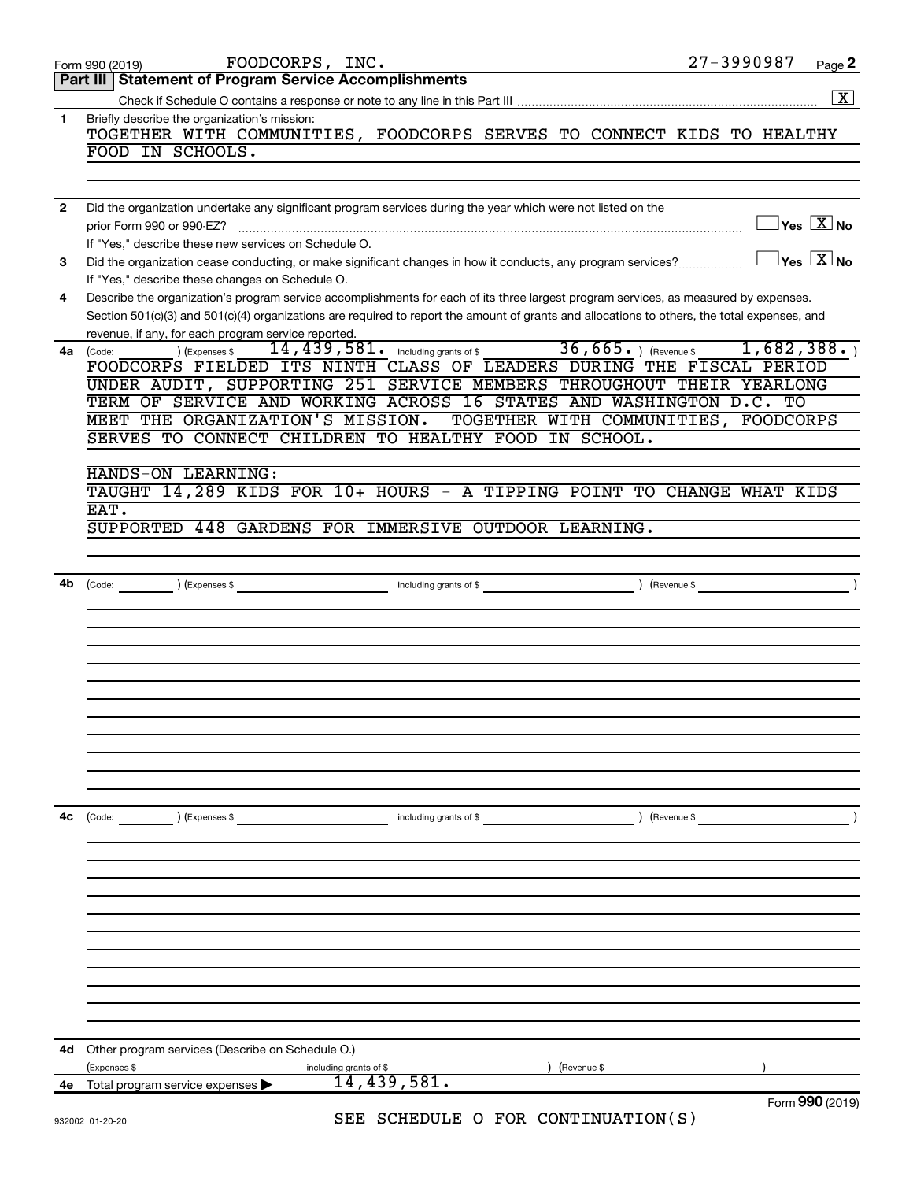Form 990 (2019) FOODCORPS, INC. 27-3990987

## Part III Statement of Program Service Accomplishments

Check if Schedule O contains a response or note to any line in this Part III [X]

**1** Briefly describe the organization's mission:

TOGETHER WITH COMMUNITIES, FOODCORPS SERVES TO CONNECT KIDS TO HEALTHY FOOD IN SCHOOLS.

**2** Did the organization undertake any significant program services during the year which were not listed on the prior Form 990 or 990-EZ? [ ] Yes [X] No

If "Yes," describe these new services on Schedule O.

**3** Did the organization cease conducting, or make significant changes in how it conducts, any program services? [ ] Yes [X] No

If "Yes," describe these changes on Schedule O.

**4** Describe the organization's program service accomplishments for each of its three largest program services, as measured by expenses. Section 501(c)(3) and 501(c)(4) organizations are required to report the amount of grants and allocations to others, the total expenses, and revenue, if any, for each program service reported.

**4a** (Code: ) (Expenses $ 14,439,581. including grants of $ 36,665. ) (Revenue $ 1,682,388. )

FOODCORPS FIELDED ITS NINTH CLASS OF LEADERS DURING THE FISCAL PERIOD UNDER AUDIT, SUPPORTING 251 SERVICE MEMBERS THROUGHOUT THEIR YEARLONG TERM OF SERVICE AND WORKING ACROSS 16 STATES AND WASHINGTON D.C. TO MEET THE ORGANIZATION'S MISSION. TOGETHER WITH COMMUNITIES, FOODCORPS SERVES TO CONNECT CHILDREN TO HEALTHY FOOD IN SCHOOL.

HANDS-ON LEARNING:

TAUGHT 14,289 KIDS FOR 10+ HOURS - A TIPPING POINT TO CHANGE WHAT KIDS EAT.

SUPPORTED 448 GARDENS FOR IMMERSIVE OUTDOOR LEARNING.

**4b** (Code: ) (Expenses $ including grants of $ ) (Revenue $ )

**4c** (Code: ) (Expenses $ including grants of $ ) (Revenue $ )

**4d** Other program services (Describe on Schedule O.)

(Expenses $ including grants of $ ) (Revenue $ )

**4e** Total program service expenses ▶ 14,439,581.

Form **990** (2019)

SEE SCHEDULE O FOR CONTINUATION(S)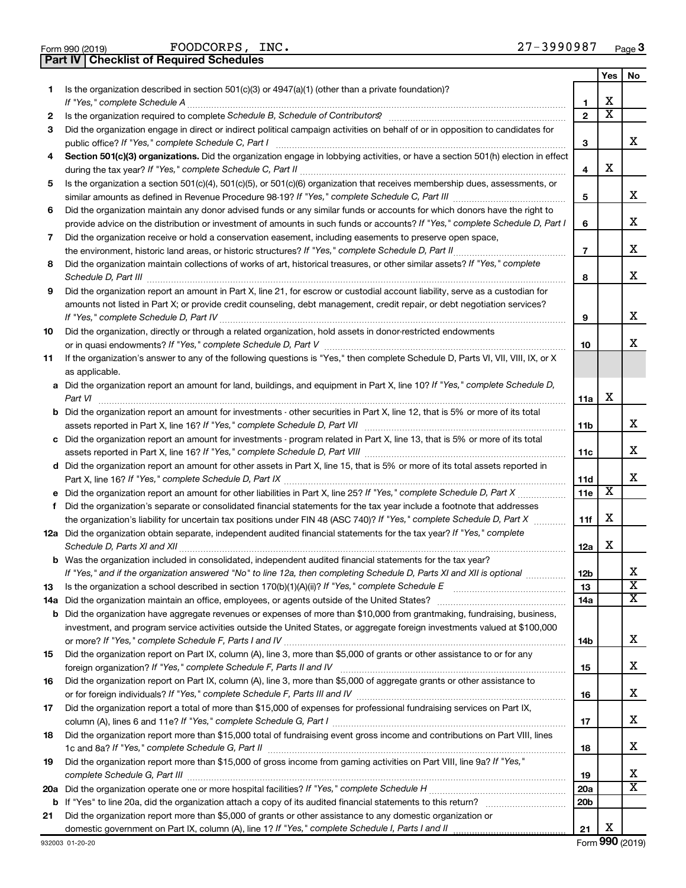Form 990 (2019) FOODCORPS, INC. 27-3990987

## Part IV | Checklist of Required Schedules

| | | | Yes | No |
|---|---|---|---|---|
| 1 | Is the organization described in section 501(c)(3) or 4947(a)(1) (other than a private foundation)? *If "Yes," complete Schedule A* | 1 | X | |
| 2 | Is the organization required to complete *Schedule B, Schedule of Contributors*? | 2 | X | |
| 3 | Did the organization engage in direct or indirect political campaign activities on behalf of or in opposition to candidates for public office? *If "Yes," complete Schedule C, Part I* | 3 | | X |
| 4 | **Section 501(c)(3) organizations.** Did the organization engage in lobbying activities, or have a section 501(h) election in effect during the tax year? *If "Yes," complete Schedule C, Part II* | 4 | X | |
| 5 | Is the organization a section 501(c)(4), 501(c)(5), or 501(c)(6) organization that receives membership dues, assessments, or similar amounts as defined in Revenue Procedure 98-19? *If "Yes," complete Schedule C, Part III* | 5 | | X |
| 6 | Did the organization maintain any donor advised funds or any similar funds or accounts for which donors have the right to provide advice on the distribution or investment of amounts in such funds or accounts? *If "Yes," complete Schedule D, Part I* | 6 | | X |
| 7 | Did the organization receive or hold a conservation easement, including easements to preserve open space, the environment, historic land areas, or historic structures? *If "Yes," complete Schedule D, Part II* | 7 | | X |
| 8 | Did the organization maintain collections of works of art, historical treasures, or other similar assets? *If "Yes," complete Schedule D, Part III* | 8 | | X |
| 9 | Did the organization report an amount in Part X, line 21, for escrow or custodial account liability, serve as a custodian for amounts not listed in Part X; or provide credit counseling, debt management, credit repair, or debt negotiation services? *If "Yes," complete Schedule D, Part IV* | 9 | | X |
| 10 | Did the organization, directly or through a related organization, hold assets in donor-restricted endowments or in quasi endowments? *If "Yes," complete Schedule D, Part V* | 10 | | X |
| 11 | If the organization's answer to any of the following questions is "Yes," then complete Schedule D, Parts VI, VII, VIII, IX, or X as applicable. | | | |
| a | Did the organization report an amount for land, buildings, and equipment in Part X, line 10? *If "Yes," complete Schedule D, Part VI* | 11a | X | |
| b | Did the organization report an amount for investments - other securities in Part X, line 12, that is 5% or more of its total assets reported in Part X, line 16? *If "Yes," complete Schedule D, Part VII* | 11b | | X |
| c | Did the organization report an amount for investments - program related in Part X, line 13, that is 5% or more of its total assets reported in Part X, line 16? *If "Yes," complete Schedule D, Part VIII* | 11c | | X |
| d | Did the organization report an amount for other assets in Part X, line 15, that is 5% or more of its total assets reported in Part X, line 16? *If "Yes," complete Schedule D, Part IX* | 11d | | X |
| e | Did the organization report an amount for other liabilities in Part X, line 25? *If "Yes," complete Schedule D, Part X* | 11e | X | |
| f | Did the organization's separate or consolidated financial statements for the tax year include a footnote that addresses the organization's liability for uncertain tax positions under FIN 48 (ASC 740)? *If "Yes," complete Schedule D, Part X* | 11f | X | |
| 12a | Did the organization obtain separate, independent audited financial statements for the tax year? *If "Yes," complete Schedule D, Parts XI and XII* | 12a | X | |
| b | Was the organization included in consolidated, independent audited financial statements for the tax year? *If "Yes," and if the organization answered "No" to line 12a, then completing Schedule D, Parts XI and XII is optional* | 12b | | X |
| 13 | Is the organization a school described in section 170(b)(1)(A)(ii)? *If "Yes," complete Schedule E* | 13 | | X |
| 14a | Did the organization maintain an office, employees, or agents outside of the United States? | 14a | | X |
| b | Did the organization have aggregate revenues or expenses of more than $10,000 from grantmaking, fundraising, business, investment, and program service activities outside the United States, or aggregate foreign investments valued at $100,000 or more? *If "Yes," complete Schedule F, Parts I and IV* | 14b | | X |
| 15 | Did the organization report on Part IX, column (A), line 3, more than $5,000 of grants or other assistance to or for any foreign organization? *If "Yes," complete Schedule F, Parts II and IV* | 15 | | X |
| 16 | Did the organization report on Part IX, column (A), line 3, more than $5,000 of aggregate grants or other assistance to or for foreign individuals? *If "Yes," complete Schedule F, Parts III and IV* | 16 | | X |
| 17 | Did the organization report a total of more than $15,000 of expenses for professional fundraising services on Part IX, column (A), lines 6 and 11e? *If "Yes," complete Schedule G, Part I* | 17 | | X |
| 18 | Did the organization report more than $15,000 total of fundraising event gross income and contributions on Part VIII, lines 1c and 8a? *If "Yes," complete Schedule G, Part II* | 18 | | X |
| 19 | Did the organization report more than $15,000 of gross income from gaming activities on Part VIII, line 9a? *If "Yes," complete Schedule G, Part III* | 19 | | X |
| 20a | Did the organization operate one or more hospital facilities? *If "Yes," complete Schedule H* | 20a | | X |
| b | If "Yes" to line 20a, did the organization attach a copy of its audited financial statements to this return? | 20b | | |
| 21 | Did the organization report more than $5,000 of grants or other assistance to any domestic organization or domestic government on Part IX, column (A), line 1? *If "Yes," complete Schedule I, Parts I and II* | 21 | X | |

932003 01-20-20 Form **990** (2019)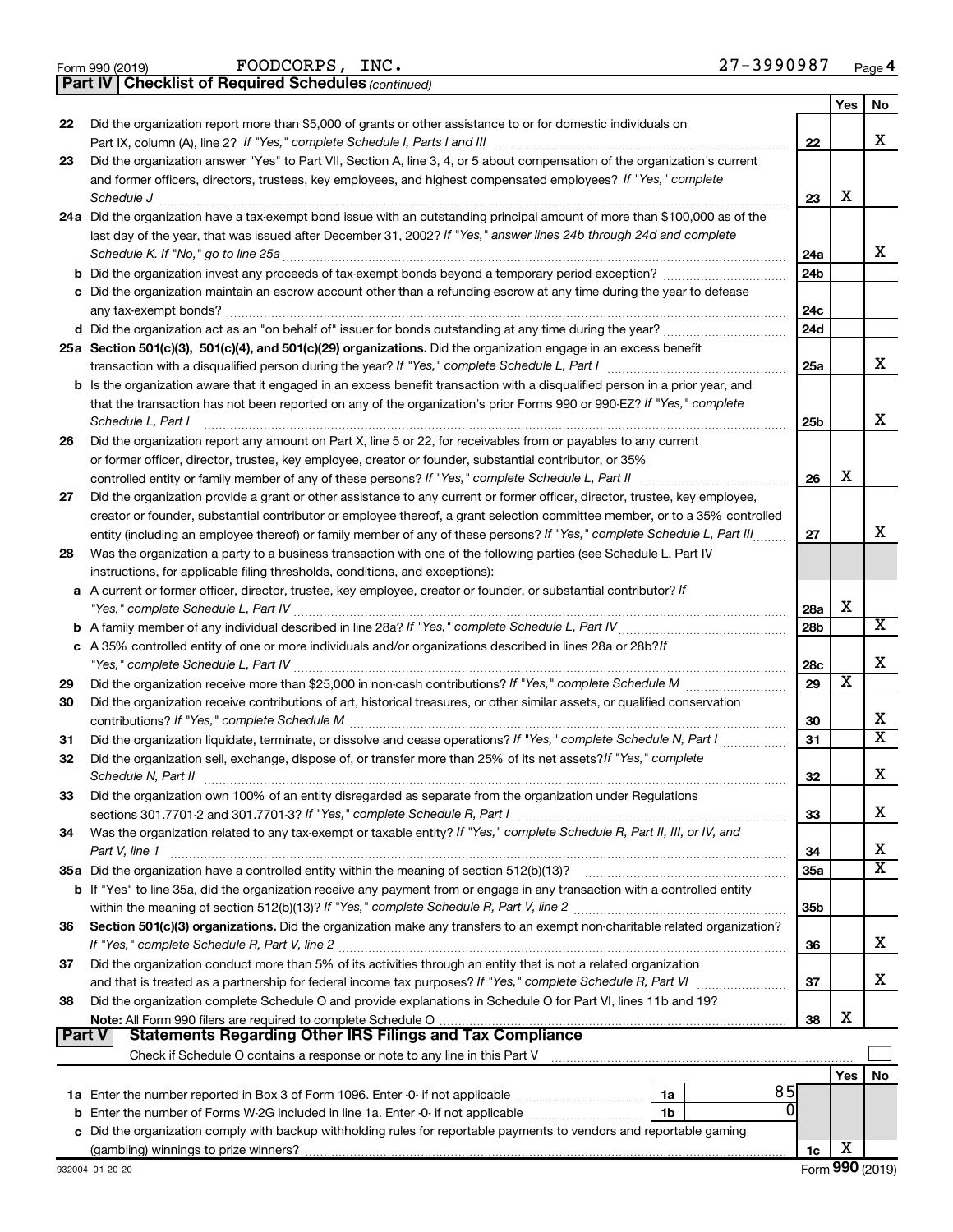Form 990 (2019) FOODCORPS, INC. 27-3990987 Page 4

**Part IV | Checklist of Required Schedules** *(continued)*

| | | | Yes | No |
|---|---|---|---|---|
| 22 | Did the organization report more than $5,000 of grants or other assistance to or for domestic individuals on Part IX, column (A), line 2? *If "Yes," complete Schedule I, Parts I and III* | 22 | | X |
| 23 | Did the organization answer "Yes" to Part VII, Section A, line 3, 4, or 5 about compensation of the organization's current and former officers, directors, trustees, key employees, and highest compensated employees? *If "Yes," complete Schedule J* | 23 | X | |
| 24a | Did the organization have a tax-exempt bond issue with an outstanding principal amount of more than $100,000 as of the last day of the year, that was issued after December 31, 2002? *If "Yes," answer lines 24b through 24d and complete Schedule K. If "No," go to line 25a* | 24a | | X |
| b | Did the organization invest any proceeds of tax-exempt bonds beyond a temporary period exception? | 24b | | |
| c | Did the organization maintain an escrow account other than a refunding escrow at any time during the year to defease any tax-exempt bonds? | 24c | | |
| d | Did the organization act as an "on behalf of" issuer for bonds outstanding at any time during the year? | 24d | | |
| 25a | **Section 501(c)(3), 501(c)(4), and 501(c)(29) organizations.** Did the organization engage in an excess benefit transaction with a disqualified person during the year? *If "Yes," complete Schedule L, Part I* | 25a | | X |
| b | Is the organization aware that it engaged in an excess benefit transaction with a disqualified person in a prior year, and that the transaction has not been reported on any of the organization's prior Forms 990 or 990-EZ? *If "Yes," complete Schedule L, Part I* | 25b | | X |
| 26 | Did the organization report any amount on Part X, line 5 or 22, for receivables from or payables to any current or former officer, director, trustee, key employee, creator or founder, substantial contributor, or 35% controlled entity or family member of any of these persons? *If "Yes," complete Schedule L, Part II* | 26 | X | |
| 27 | Did the organization provide a grant or other assistance to any current or former officer, director, trustee, key employee, creator or founder, substantial contributor or employee thereof, a grant selection committee member, or to a 35% controlled entity (including an employee thereof) or family member of any of these persons? *If "Yes," complete Schedule L, Part III* | 27 | | X |
| 28 | Was the organization a party to a business transaction with one of the following parties (see Schedule L, Part IV instructions, for applicable filing thresholds, conditions, and exceptions): | | | |
| a | A current or former officer, director, trustee, key employee, creator or founder, or substantial contributor? *If "Yes," complete Schedule L, Part IV* | 28a | X | |
| b | A family member of any individual described in line 28a? *If "Yes," complete Schedule L, Part IV* | 28b | | X |
| c | A 35% controlled entity of one or more individuals and/or organizations described in lines 28a or 28b? *If "Yes," complete Schedule L, Part IV* | 28c | | X |
| 29 | Did the organization receive more than $25,000 in non-cash contributions? *If "Yes," complete Schedule M* | 29 | X | |
| 30 | Did the organization receive contributions of art, historical treasures, or other similar assets, or qualified conservation contributions? *If "Yes," complete Schedule M* | 30 | | X |
| 31 | Did the organization liquidate, terminate, or dissolve and cease operations? *If "Yes," complete Schedule N, Part I* | 31 | | X |
| 32 | Did the organization sell, exchange, dispose of, or transfer more than 25% of its net assets? *If "Yes," complete Schedule N, Part II* | 32 | | X |
| 33 | Did the organization own 100% of an entity disregarded as separate from the organization under Regulations sections 301.7701-2 and 301.7701-3? *If "Yes," complete Schedule R, Part I* | 33 | | X |
| 34 | Was the organization related to any tax-exempt or taxable entity? *If "Yes," complete Schedule R, Part II, III, or IV, and Part V, line 1* | 34 | | X |
| 35a | Did the organization have a controlled entity within the meaning of section 512(b)(13)? | 35a | | X |
| b | If "Yes" to line 35a, did the organization receive any payment from or engage in any transaction with a controlled entity within the meaning of section 512(b)(13)? *If "Yes," complete Schedule R, Part V, line 2* | 35b | | |
| 36 | **Section 501(c)(3) organizations.** Did the organization make any transfers to an exempt non-charitable related organization? *If "Yes," complete Schedule R, Part V, line 2* | 36 | | X |
| 37 | Did the organization conduct more than 5% of its activities through an entity that is not a related organization and that is treated as a partnership for federal income tax purposes? *If "Yes," complete Schedule R, Part VI* | 37 | | X |
| 38 | Did the organization complete Schedule O and provide explanations in Schedule O for Part VI, lines 11b and 19? **Note:** All Form 990 filers are required to complete Schedule O | 38 | X | |

**Part V | Statements Regarding Other IRS Filings and Tax Compliance**

Check if Schedule O contains a response or note to any line in this Part V ☐

| | | | | | Yes | No |
|---|---|---|---|---|---|---|
| 1a | Enter the number reported in Box 3 of Form 1096. Enter -0- if not applicable | 1a | 85 | | | |
| b | Enter the number of Forms W-2G included in line 1a. Enter -0- if not applicable | 1b | 0 | | | |
| c | Did the organization comply with backup withholding rules for reportable payments to vendors and reportable gaming (gambling) winnings to prize winners? | | | 1c | X | |

932004 01-20-20 Form **990** (2019)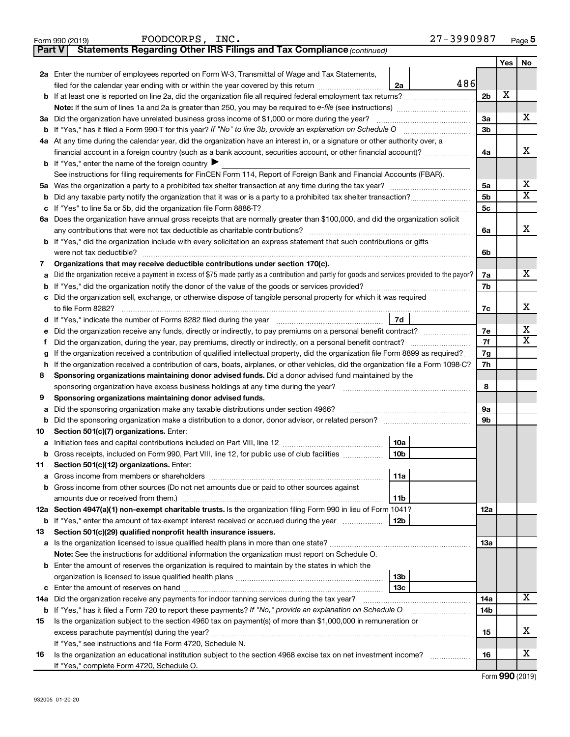Form 990 (2019) FOODCORPS, INC. 27-3990987 Page 5

**Part V Statements Regarding Other IRS Filings and Tax Compliance** *(continued)*

| | | | | Yes | No |
|---|---|---|---|---|---|
| **2a** | Enter the number of employees reported on Form W-3, Transmittal of Wage and Tax Statements, filed for the calendar year ending with or within the year covered by this return | 2a | 486 | | |
| **b** | If at least one is reported on line 2a, did the organization file all required federal employment tax returns? | | 2b | X | |
| | **Note:** If the sum of lines 1a and 2a is greater than 250, you may be required to *e-file* (see instructions) | | | | |
| **3a** | Did the organization have unrelated business gross income of $1,000 or more during the year? | | 3a | | X |
| **b** | If "Yes," has it filed a Form 990-T for this year? *If "No" to line 3b, provide an explanation on Schedule O* | | 3b | | |
| **4a** | At any time during the calendar year, did the organization have an interest in, or a signature or other authority over, a financial account in a foreign country (such as a bank account, securities account, or other financial account)? | | 4a | | X |
| **b** | If "Yes," enter the name of the foreign country ▶ | | | | |
| | See instructions for filing requirements for FinCEN Form 114, Report of Foreign Bank and Financial Accounts (FBAR). | | | | |
| **5a** | Was the organization a party to a prohibited tax shelter transaction at any time during the tax year? | | 5a | | X |
| **b** | Did any taxable party notify the organization that it was or is a party to a prohibited tax shelter transaction? | | 5b | | X |
| **c** | If "Yes" to line 5a or 5b, did the organization file Form 8886-T? | | 5c | | |
| **6a** | Does the organization have annual gross receipts that are normally greater than $100,000, and did the organization solicit any contributions that were not tax deductible as charitable contributions? | | 6a | | X |
| **b** | If "Yes," did the organization include with every solicitation an express statement that such contributions or gifts were not tax deductible? | | 6b | | |
| **7** | **Organizations that may receive deductible contributions under section 170(c).** | | | | |
| **a** | Did the organization receive a payment in excess of $75 made partly as a contribution and partly for goods and services provided to the payor? | | 7a | | X |
| **b** | If "Yes," did the organization notify the donor of the value of the goods or services provided? | | 7b | | |
| **c** | Did the organization sell, exchange, or otherwise dispose of tangible personal property for which it was required to file Form 8282? | | 7c | | X |
| **d** | If "Yes," indicate the number of Forms 8282 filed during the year | 7d | | | |
| **e** | Did the organization receive any funds, directly or indirectly, to pay premiums on a personal benefit contract? | | 7e | | X |
| **f** | Did the organization, during the year, pay premiums, directly or indirectly, on a personal benefit contract? | | 7f | | X |
| **g** | If the organization received a contribution of qualified intellectual property, did the organization file Form 8899 as required? | | 7g | | |
| **h** | If the organization received a contribution of cars, boats, airplanes, or other vehicles, did the organization file a Form 1098-C? | | 7h | | |
| **8** | **Sponsoring organizations maintaining donor advised funds.** Did a donor advised fund maintained by the sponsoring organization have excess business holdings at any time during the year? | | 8 | | |
| **9** | **Sponsoring organizations maintaining donor advised funds.** | | | | |
| **a** | Did the sponsoring organization make any taxable distributions under section 4966? | | 9a | | |
| **b** | Did the sponsoring organization make a distribution to a donor, donor advisor, or related person? | | 9b | | |
| **10** | **Section 501(c)(7) organizations.** Enter: | | | | |
| **a** | Initiation fees and capital contributions included on Part VIII, line 12 | 10a | | | |
| **b** | Gross receipts, included on Form 990, Part VIII, line 12, for public use of club facilities | 10b | | | |
| **11** | **Section 501(c)(12) organizations.** Enter: | | | | |
| **a** | Gross income from members or shareholders | 11a | | | |
| **b** | Gross income from other sources (Do not net amounts due or paid to other sources against amounts due or received from them.) | 11b | | | |
| **12a** | **Section 4947(a)(1) non-exempt charitable trusts.** Is the organization filing Form 990 in lieu of Form 1041? | | 12a | | |
| **b** | If "Yes," enter the amount of tax-exempt interest received or accrued during the year | 12b | | | |
| **13** | **Section 501(c)(29) qualified nonprofit health insurance issuers.** | | | | |
| **a** | Is the organization licensed to issue qualified health plans in more than one state? | | 13a | | |
| | **Note:** See the instructions for additional information the organization must report on Schedule O. | | | | |
| **b** | Enter the amount of reserves the organization is required to maintain by the states in which the organization is licensed to issue qualified health plans | 13b | | | |
| **c** | Enter the amount of reserves on hand | 13c | | | |
| **14a** | Did the organization receive any payments for indoor tanning services during the tax year? | | 14a | | X |
| **b** | If "Yes," has it filed a Form 720 to report these payments? *If "No," provide an explanation on Schedule O* | | 14b | | |
| **15** | Is the organization subject to the section 4960 tax on payment(s) of more than $1,000,000 in remuneration or excess parachute payment(s) during the year? | | 15 | | X |
| | If "Yes," see instructions and file Form 4720, Schedule N. | | | | |
| **16** | Is the organization an educational institution subject to the section 4968 excise tax on net investment income? | | 16 | | X |
| | If "Yes," complete Form 4720, Schedule O. | | | | |

Form **990** (2019)

932005 01-20-20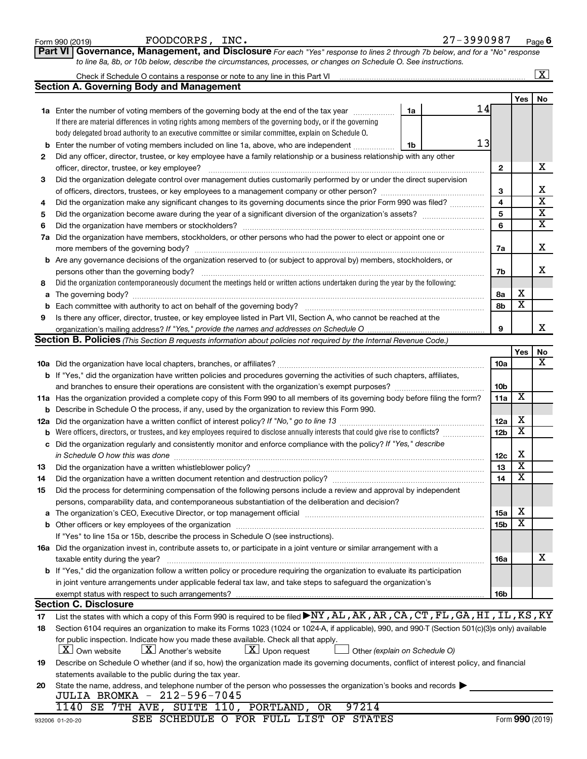Form 990 (2019) FOODCORPS, INC. 27-3990987 Page 6

**Part VI Governance, Management, and Disclosure** *For each "Yes" response to lines 2 through 7b below, and for a "No" response to line 8a, 8b, or 10b below, describe the circumstances, processes, or changes on Schedule O. See instructions.*

Check if Schedule O contains a response or note to any line in this Part VI .......... [X]

## Section A. Governing Body and Management

| | | | | Yes | No |
|---|---|---|---|---|---|
| **1a** | Enter the number of voting members of the governing body at the end of the tax year (If there are material differences in voting rights among members of the governing body, or if the governing body delegated broad authority to an executive committee or similar committee, explain on Schedule O.) | 1a | 14 | | |
| **b** | Enter the number of voting members included on line 1a, above, who are independent | 1b | 13 | | |
| **2** | Did any officer, director, trustee, or key employee have a family relationship or a business relationship with any other officer, director, trustee, or key employee? | 2 | | | X |
| **3** | Did the organization delegate control over management duties customarily performed by or under the direct supervision of officers, directors, trustees, or key employees to a management company or other person? | 3 | | | X |
| **4** | Did the organization make any significant changes to its governing documents since the prior Form 990 was filed? | 4 | | | X |
| **5** | Did the organization become aware during the year of a significant diversion of the organization's assets? | 5 | | | X |
| **6** | Did the organization have members or stockholders? | 6 | | | X |
| **7a** | Did the organization have members, stockholders, or other persons who had the power to elect or appoint one or more members of the governing body? | 7a | | | X |
| **b** | Are any governance decisions of the organization reserved to (or subject to approval by) members, stockholders, or persons other than the governing body? | 7b | | | X |
| **8** | Did the organization contemporaneously document the meetings held or written actions undertaken during the year by the following: | | | | |
| **a** | The governing body? | 8a | | X | |
| **b** | Each committee with authority to act on behalf of the governing body? | 8b | | X | |
| **9** | Is there any officer, director, trustee, or key employee listed in Part VII, Section A, who cannot be reached at the organization's mailing address? *If "Yes," provide the names and addresses on Schedule O* | 9 | | | X |

## Section B. Policies *(This Section B requests information about policies not required by the Internal Revenue Code.)*

| | | | Yes | No |
|---|---|---|---|---|
| **10a** | Did the organization have local chapters, branches, or affiliates? | 10a | | X |
| **b** | If "Yes," did the organization have written policies and procedures governing the activities of such chapters, affiliates, and branches to ensure their operations are consistent with the organization's exempt purposes? | 10b | | |
| **11a** | Has the organization provided a complete copy of this Form 990 to all members of its governing body before filing the form? | 11a | X | |
| **b** | Describe in Schedule O the process, if any, used by the organization to review this Form 990. | | | |
| **12a** | Did the organization have a written conflict of interest policy? *If "No," go to line 13* | 12a | X | |
| **b** | Were officers, directors, or trustees, and key employees required to disclose annually interests that could give rise to conflicts? | 12b | X | |
| **c** | Did the organization regularly and consistently monitor and enforce compliance with the policy? *If "Yes," describe in Schedule O how this was done* | 12c | X | |
| **13** | Did the organization have a written whistleblower policy? | 13 | X | |
| **14** | Did the organization have a written document retention and destruction policy? | 14 | X | |
| **15** | Did the process for determining compensation of the following persons include a review and approval by independent persons, comparability data, and contemporaneous substantiation of the deliberation and decision? | | | |
| **a** | The organization's CEO, Executive Director, or top management official | 15a | X | |
| **b** | Other officers or key employees of the organization | 15b | X | |
| | If "Yes" to line 15a or 15b, describe the process in Schedule O (see instructions). | | | |
| **16a** | Did the organization invest in, contribute assets to, or participate in a joint venture or similar arrangement with a taxable entity during the year? | 16a | | X |
| **b** | If "Yes," did the organization follow a written policy or procedure requiring the organization to evaluate its participation in joint venture arrangements under applicable federal tax law, and take steps to safeguard the organization's exempt status with respect to such arrangements? | 16b | | |

## Section C. Disclosure

**17** List the states with which a copy of this Form 990 is required to be filed ▶ NY,AL,AK,AR,CA,CT,FL,GA,HI,IL,KS,KY

**18** Section 6104 requires an organization to make its Forms 1023 (1024 or 1024-A, if applicable), 990, and 990-T (Section 501(c)(3)s only) available for public inspection. Indicate how you made these available. Check all that apply.

[X] Own website [X] Another's website [X] Upon request [ ] Other *(explain on Schedule O)*

**19** Describe on Schedule O whether (and if so, how) the organization made its governing documents, conflict of interest policy, and financial statements available to the public during the tax year.

**20** State the name, address, and telephone number of the person who possesses the organization's books and records ▶

JULIA BROMKA - 212-596-7045
1140 SE 7TH AVE, SUITE 110, PORTLAND, OR 97214

SEE SCHEDULE O FOR FULL LIST OF STATES

932006 01-20-20 Form **990** (2019)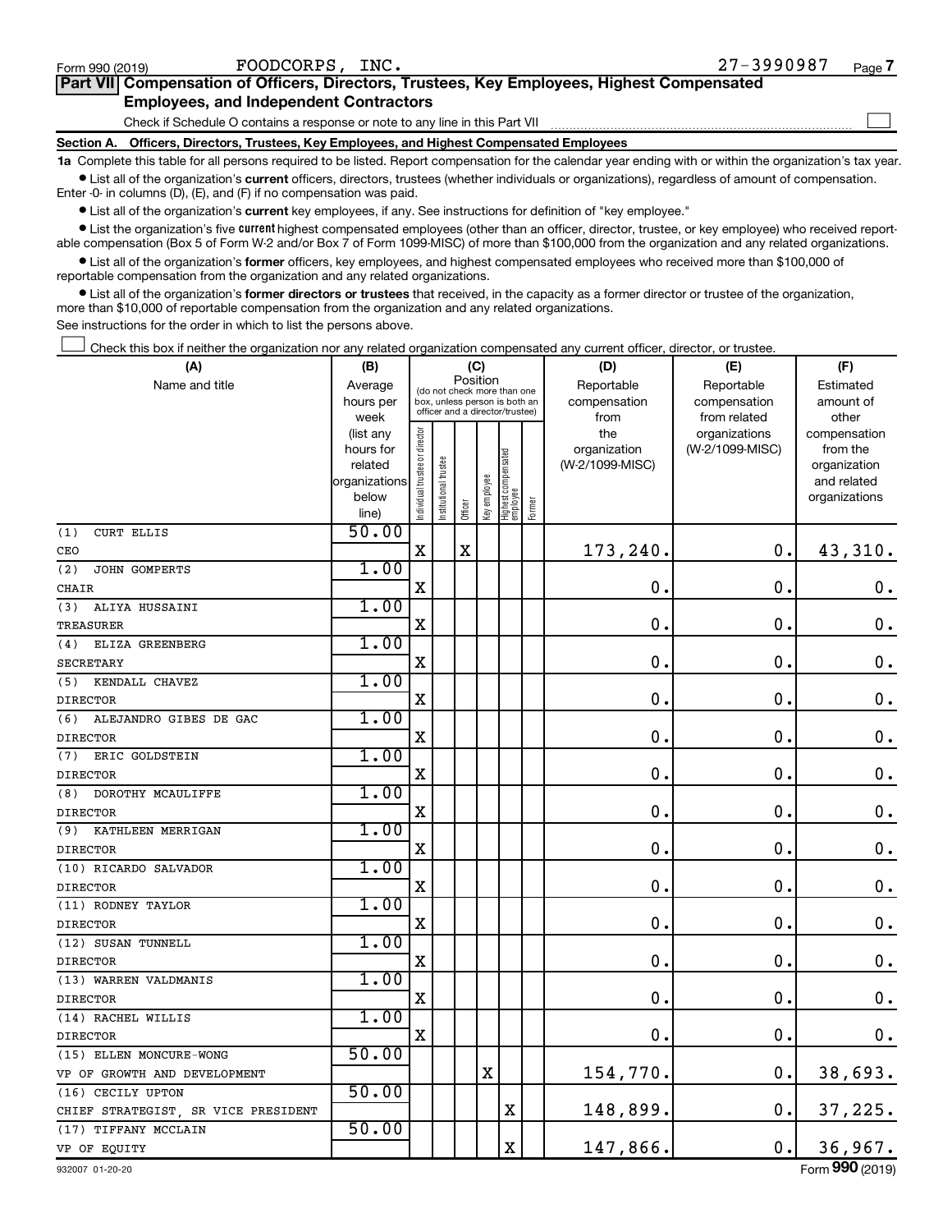Form 990 (2019) FOODCORPS, INC. 27-3990987

## Part VII Compensation of Officers, Directors, Trustees, Key Employees, Highest Compensated Employees, and Independent Contractors

Check if Schedule O contains a response or note to any line in this Part VII ☐

### Section A. Officers, Directors, Trustees, Key Employees, and Highest Compensated Employees

**1a** Complete this table for all persons required to be listed. Report compensation for the calendar year ending with or within the organization's tax year.

- List all of the organization's **current** officers, directors, trustees (whether individuals or organizations), regardless of amount of compensation. Enter -0- in columns (D), (E), and (F) if no compensation was paid.
- List all of the organization's **current** key employees, if any. See instructions for definition of "key employee."
- List the organization's five **current** highest compensated employees (other than an officer, director, trustee, or key employee) who received reportable compensation (Box 5 of Form W-2 and/or Box 7 of Form 1099-MISC) of more than $100,000 from the organization and any related organizations.
- List all of the organization's **former** officers, key employees, and highest compensated employees who received more than $100,000 of reportable compensation from the organization and any related organizations.
- List all of the organization's **former directors or trustees** that received, in the capacity as a former director or trustee of the organization, more than $10,000 of reportable compensation from the organization and any related organizations.

See instructions for the order in which to list the persons above.

☐ Check this box if neither the organization nor any related organization compensated any current officer, director, or trustee.

| (A) Name and title | (B) Average hours per week (list any hours for related organizations below line) | (C) Position (do not check more than one box, unless person is both an officer and a director/trustee) | | | | | | (D) Reportable compensation from the organization (W-2/1099-MISC) | (E) Reportable compensation from related organizations (W-2/1099-MISC) | (F) Estimated amount of other compensation from the organization and related organizations |
|---|---|---|---|---|---|---|---|---|---|---|
| | | Individual trustee or director | Institutional trustee | Officer | Key employee | Highest compensated employee | Former | | | |
| (1) CURT ELLIS<br>CEO | 50.00 | X | | X | | | | 173,240. | 0. | 43,310. |
| (2) JOHN GOMPERTS<br>CHAIR | 1.00 | X | | | | | | 0. | 0. | 0. |
| (3) ALIYA HUSSAINI<br>TREASURER | 1.00 | X | | | | | | 0. | 0. | 0. |
| (4) ELIZA GREENBERG<br>SECRETARY | 1.00 | X | | | | | | 0. | 0. | 0. |
| (5) KENDALL CHAVEZ<br>DIRECTOR | 1.00 | X | | | | | | 0. | 0. | 0. |
| (6) ALEJANDRO GIBES DE GAC<br>DIRECTOR | 1.00 | X | | | | | | 0. | 0. | 0. |
| (7) ERIC GOLDSTEIN<br>DIRECTOR | 1.00 | X | | | | | | 0. | 0. | 0. |
| (8) DOROTHY MCAULIFFE<br>DIRECTOR | 1.00 | X | | | | | | 0. | 0. | 0. |
| (9) KATHLEEN MERRIGAN<br>DIRECTOR | 1.00 | X | | | | | | 0. | 0. | 0. |
| (10) RICARDO SALVADOR<br>DIRECTOR | 1.00 | X | | | | | | 0. | 0. | 0. |
| (11) RODNEY TAYLOR<br>DIRECTOR | 1.00 | X | | | | | | 0. | 0. | 0. |
| (12) SUSAN TUNNELL<br>DIRECTOR | 1.00 | X | | | | | | 0. | 0. | 0. |
| (13) WARREN VALDMANIS<br>DIRECTOR | 1.00 | X | | | | | | 0. | 0. | 0. |
| (14) RACHEL WILLIS<br>DIRECTOR | 1.00 | X | | | | | | 0. | 0. | 0. |
| (15) ELLEN MONCURE-WONG<br>VP OF GROWTH AND DEVELOPMENT | 50.00 | | | | X | | | 154,770. | 0. | 38,693. |
| (16) CECILY UPTON<br>CHIEF STRATEGIST, SR VICE PRESIDENT | 50.00 | | | | | X | | 148,899. | 0. | 37,225. |
| (17) TIFFANY MCCLAIN<br>VP OF EQUITY | 50.00 | | | | | X | | 147,866. | 0. | 36,967. |

932007 01-20-20 Form 990 (2019)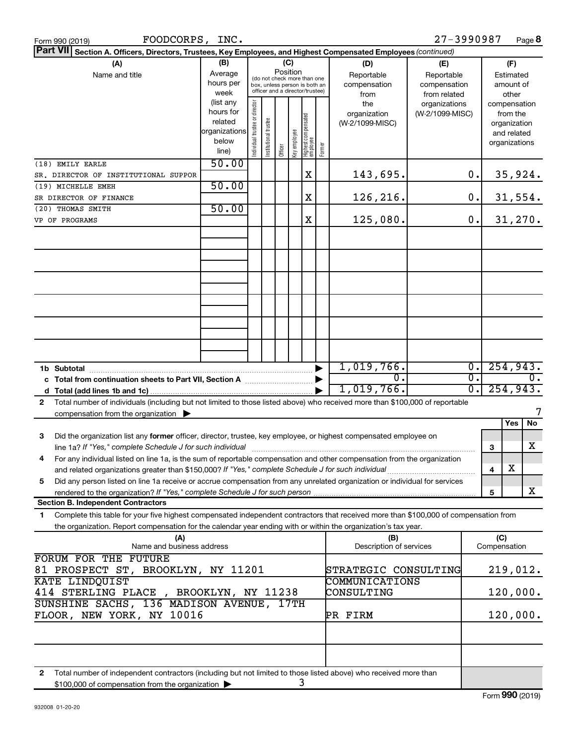Form 990 (2019) FOODCORPS, INC. 27-3990987

**Part VII Section A. Officers, Directors, Trustees, Key Employees, and Highest Compensated Employees** *(continued)*

| (A) Name and title | (B) Average hours per week (list any hours for related organizations below line) | (C) Position: Individual trustee or director | Institutional trustee | Officer | Key employee | Highest compensated employee | Former | (D) Reportable compensation from the organization (W-2/1099-MISC) | (E) Reportable compensation from related organizations (W-2/1099-MISC) | (F) Estimated amount of other compensation from the organization and related organizations |
|---|---|---|---|---|---|---|---|---|---|---|
| (18) EMILY EARLE<br>SR. DIRECTOR OF INSTITUTIONAL SUPPOR | 50.00 | | | | | X | | 143,695. | 0. | 35,924. |
| (19) MICHELLE EMEH<br>SR DIRECTOR OF FINANCE | 50.00 | | | | | X | | 126,216. | 0. | 31,554. |
| (20) THOMAS SMITH<br>VP OF PROGRAMS | 50.00 | | | | | X | | 125,080. | 0. | 31,270. |
| **1b Subtotal** | | | | | | | | 1,019,766. | 0. | 254,943. |
| **c Total from continuation sheets to Part VII, Section A** | | | | | | | | 0. | 0. | 0. |
| **d Total (add lines 1b and 1c)** | | | | | | | | 1,019,766. | 0. | 254,943. |

**2** Total number of individuals (including but not limited to those listed above) who received more than $100,000 of reportable compensation from the organization ▶ 7

| | | Yes | No |
|---|---|---|---|
| **3** Did the organization list any **former** officer, director, trustee, key employee, or highest compensated employee on line 1a? *If "Yes," complete Schedule J for such individual* | 3 | | X |
| **4** For any individual listed on line 1a, is the sum of reportable compensation and other compensation from the organization and related organizations greater than $150,000? *If "Yes," complete Schedule J for such individual* | 4 | X | |
| **5** Did any person listed on line 1a receive or accrue compensation from any unrelated organization or individual for services rendered to the organization? *If "Yes," complete Schedule J for such person* | 5 | | X |

**Section B. Independent Contractors**

**1** Complete this table for your five highest compensated independent contractors that received more than $100,000 of compensation from the organization. Report compensation for the calendar year ending with or within the organization's tax year.

| (A) Name and business address | (B) Description of services | (C) Compensation |
|---|---|---|
| FORUM FOR THE FUTURE<br>81 PROSPECT ST, BROOKLYN, NY 11201 | STRATEGIC CONSULTING | 219,012. |
| KATE LINDQUIST<br>414 STERLING PLACE , BROOKLYN, NY 11238 | COMMUNICATIONS CONSULTING | 120,000. |
| SUNSHINE SACHS, 136 MADISON AVENUE, 17TH FLOOR, NEW YORK, NY 10016 | PR FIRM | 120,000. |

**2** Total number of independent contractors (including but not limited to those listed above) who received more than $100,000 of compensation from the organization ▶ 3

Form **990** (2019)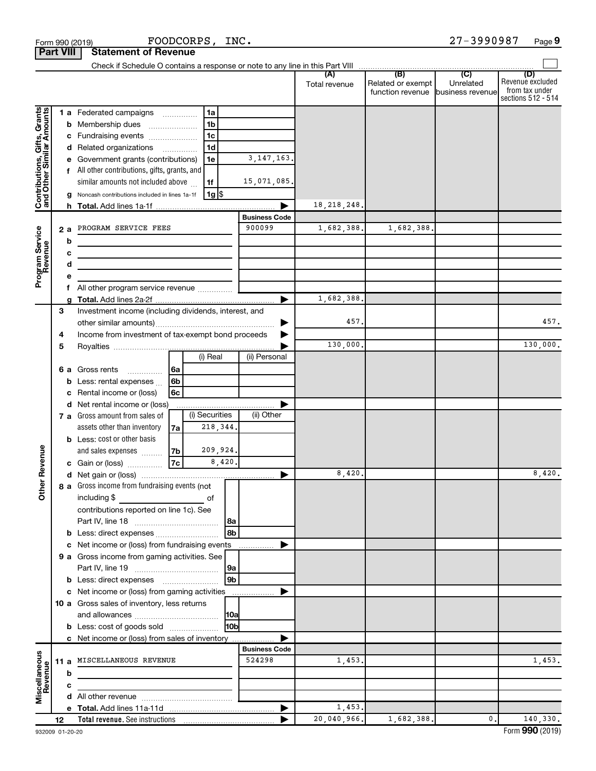Form 990 (2019) FOODCORPS, INC. 27-3990987 Page 9

**Part VIII Statement of Revenue**

Check if Schedule O contains a response or note to any line in this Part VIII

| | | | (A) Total revenue | (B) Related or exempt function revenue | (C) Unrelated business revenue | (D) Revenue excluded from tax under sections 512 - 514 |
|---|---|---|---|---|---|---|
| **Contributions, Gifts, Grants and Other Similar Amounts** | 1 a Federated campaigns | 1a | | | | |
| | b Membership dues | 1b | | | | |
| | c Fundraising events | 1c | | | | |
| | d Related organizations | 1d | | | | |
| | e Government grants (contributions) | 1e 3,147,163. | | | | |
| | f All other contributions, gifts, grants, and similar amounts not included above | 1f 15,071,085. | | | | |
| | g Noncash contributions included in lines 1a-1f | 1g $ | | | | |
| | h **Total.** Add lines 1a-1f | | 18,218,248. | | | |
| **Program Service Revenue** | | **Business Code** | | | | |
| | 2 a PROGRAM SERVICE FEES | 900099 | 1,682,388. | 1,682,388. | | |
| | b | | | | | |
| | c | | | | | |
| | d | | | | | |
| | e | | | | | |
| | f All other program service revenue | | | | | |
| | g **Total.** Add lines 2a-2f | | 1,682,388. | | | |
| **Other Revenue** | 3 Investment income (including dividends, interest, and other similar amounts) | | 457. | | | 457. |
| | 4 Income from investment of tax-exempt bond proceeds | | | | | |
| | 5 Royalties | | 130,000. | | | 130,000. |
| | 6 a Gross rents — 6a (i) Real: ; (ii) Personal: | | | | | |
| | b Less: rental expenses — 6b | | | | | |
| | c Rental income or (loss) — 6c | | | | | |
| | d Net rental income or (loss) | | | | | |
| | 7 a Gross amount from sales of assets other than inventory — 7a (i) Securities: 218,344.; (ii) Other: | | | | | |
| | b Less: cost or other basis and sales expenses — 7b (i) Securities: 209,924.; (ii) Other: | | | | | |
| | c Gain or (loss) — 7c (i) Securities: 8,420.; (ii) Other: | | | | | |
| | d Net gain or (loss) | | 8,420. | | | 8,420. |
| | 8 a Gross income from fundraising events (not including $ ______ of contributions reported on line 1c). See Part IV, line 18 | 8a | | | | |
| | b Less: direct expenses | 8b | | | | |
| | c Net income or (loss) from fundraising events | | | | | |
| | 9 a Gross income from gaming activities. See Part IV, line 19 | 9a | | | | |
| | b Less: direct expenses | 9b | | | | |
| | c Net income or (loss) from gaming activities | | | | | |
| | 10 a Gross sales of inventory, less returns and allowances | 10a | | | | |
| | b Less: cost of goods sold | 10b | | | | |
| | c Net income or (loss) from sales of inventory | | | | | |
| **Miscellaneous Revenue** | | **Business Code** | | | | |
| | 11 a MISCELLANEOUS REVENUE | 524298 | 1,453. | | | 1,453. |
| | b | | | | | |
| | c | | | | | |
| | d All other revenue | | | | | |
| | e **Total.** Add lines 11a-11d | | 1,453. | | | |
| | 12 **Total revenue.** See instructions | | 20,040,966. | 1,682,388. | 0. | 140,330. |

932009 01-20-20 Form **990** (2019)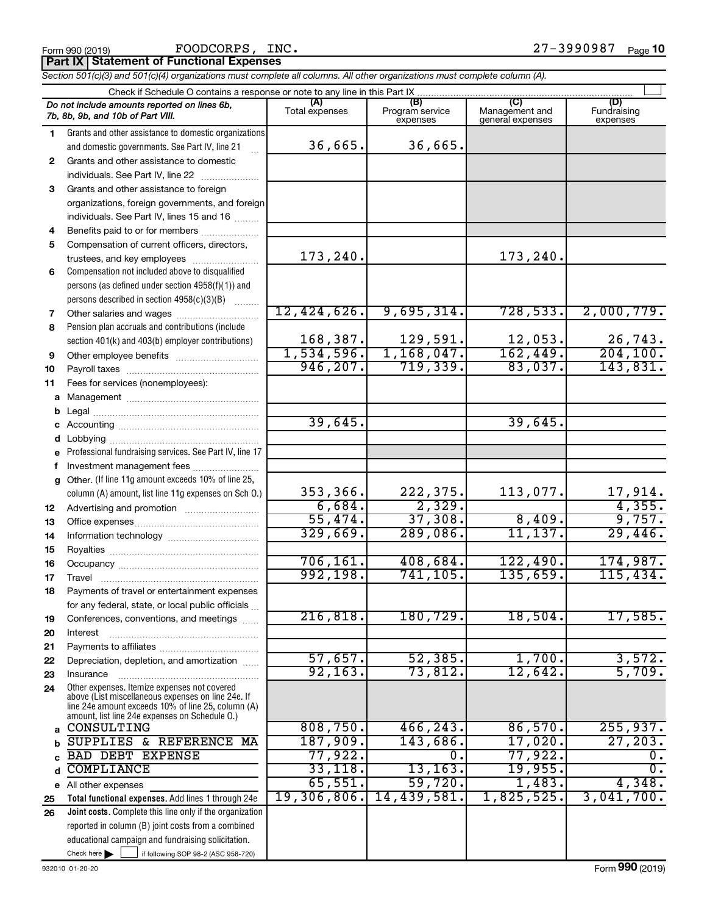Form 990 (2019) FOODCORPS, INC. 27-3990987

**Part IX | Statement of Functional Expenses**

*Section 501(c)(3) and 501(c)(4) organizations must complete all columns. All other organizations must complete column (A).*

Check if Schedule O contains a response or note to any line in this Part IX

| | *Do not include amounts reported on lines 6b, 7b, 8b, 9b, and 10b of Part VIII.* | (A) Total expenses | (B) Program service expenses | (C) Management and general expenses | (D) Fundraising expenses |
|---|---|---|---|---|---|
| 1 | Grants and other assistance to domestic organizations and domestic governments. See Part IV, line 21 | 36,665. | 36,665. | | |
| 2 | Grants and other assistance to domestic individuals. See Part IV, line 22 | | | | |
| 3 | Grants and other assistance to foreign organizations, foreign governments, and foreign individuals. See Part IV, lines 15 and 16 | | | | |
| 4 | Benefits paid to or for members | | | | |
| 5 | Compensation of current officers, directors, trustees, and key employees | 173,240. | | 173,240. | |
| 6 | Compensation not included above to disqualified persons (as defined under section 4958(f)(1)) and persons described in section 4958(c)(3)(B) | | | | |
| 7 | Other salaries and wages | 12,424,626. | 9,695,314. | 728,533. | 2,000,779. |
| 8 | Pension plan accruals and contributions (include section 401(k) and 403(b) employer contributions) | 168,387. | 129,591. | 12,053. | 26,743. |
| 9 | Other employee benefits | 1,534,596. | 1,168,047. | 162,449. | 204,100. |
| 10 | Payroll taxes | 946,207. | 719,339. | 83,037. | 143,831. |
| 11 | Fees for services (nonemployees): | | | | |
| a | Management | | | | |
| b | Legal | | | | |
| c | Accounting | 39,645. | | 39,645. | |
| d | Lobbying | | | | |
| e | Professional fundraising services. See Part IV, line 17 | | | | |
| f | Investment management fees | | | | |
| g | Other. (If line 11g amount exceeds 10% of line 25, column (A) amount, list line 11g expenses on Sch O.) | 353,366. | 222,375. | 113,077. | 17,914. |
| 12 | Advertising and promotion | 6,684. | 2,329. | | 4,355. |
| 13 | Office expenses | 55,474. | 37,308. | 8,409. | 9,757. |
| 14 | Information technology | 329,669. | 289,086. | 11,137. | 29,446. |
| 15 | Royalties | | | | |
| 16 | Occupancy | 706,161. | 408,684. | 122,490. | 174,987. |
| 17 | Travel | 992,198. | 741,105. | 135,659. | 115,434. |
| 18 | Payments of travel or entertainment expenses for any federal, state, or local public officials | | | | |
| 19 | Conferences, conventions, and meetings | 216,818. | 180,729. | 18,504. | 17,585. |
| 20 | Interest | | | | |
| 21 | Payments to affiliates | | | | |
| 22 | Depreciation, depletion, and amortization | 57,657. | 52,385. | 1,700. | 3,572. |
| 23 | Insurance | 92,163. | 73,812. | 12,642. | 5,709. |
| 24 | Other expenses. Itemize expenses not covered above (List miscellaneous expenses on line 24e. If line 24e amount exceeds 10% of line 25, column (A) amount, list line 24e expenses on Schedule O.) | | | | |
| a | CONSULTING | 808,750. | 466,243. | 86,570. | 255,937. |
| b | SUPPLIES & REFERENCE MA | 187,909. | 143,686. | 17,020. | 27,203. |
| c | BAD DEBT EXPENSE | 77,922. | 0. | 77,922. | 0. |
| d | COMPLIANCE | 33,118. | 13,163. | 19,955. | 0. |
| e | All other expenses | 65,551. | 59,720. | 1,483. | 4,348. |
| 25 | **Total functional expenses.** Add lines 1 through 24e | 19,306,806. | 14,439,581. | 1,825,525. | 3,041,700. |
| 26 | **Joint costs.** Complete this line only if the organization reported in column (B) joint costs from a combined educational campaign and fundraising solicitation. Check here ☐ if following SOP 98-2 (ASC 958-720) | | | | |

932010 01-20-20 Form **990** (2019)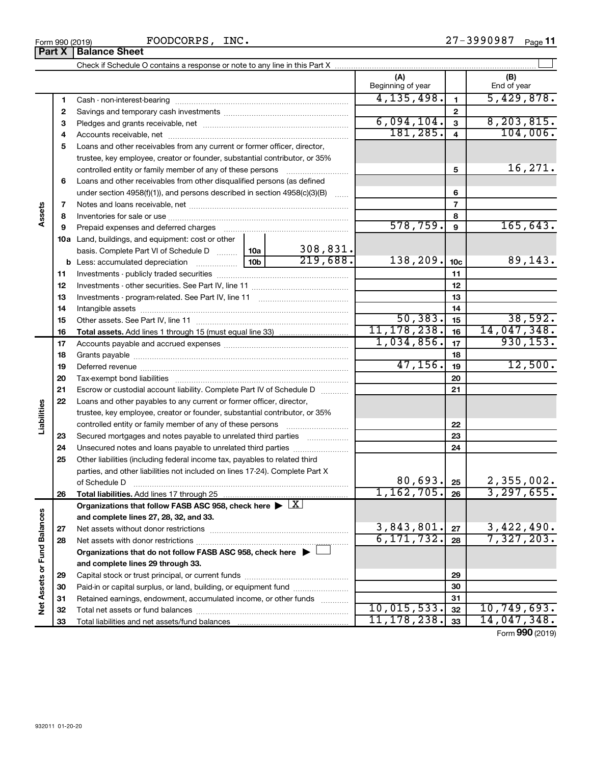Form 990 (2019) FOODCORPS, INC. 27-3990987

## Part X Balance Sheet

Check if Schedule O contains a response or note to any line in this Part X

| | | | (A) Beginning of year | | (B) End of year |
|---|---|---|---|---|---|
| Assets | 1 | Cash - non-interest-bearing | 4,135,498. | 1 | 5,429,878. |
| | 2 | Savings and temporary cash investments | | 2 | |
| | 3 | Pledges and grants receivable, net | 6,094,104. | 3 | 8,203,815. |
| | 4 | Accounts receivable, net | 181,285. | 4 | 104,006. |
| | 5 | Loans and other receivables from any current or former officer, director, trustee, key employee, creator or founder, substantial contributor, or 35% controlled entity or family member of any of these persons | | 5 | 16,271. |
| | 6 | Loans and other receivables from other disqualified persons (as defined under section 4958(f)(1)), and persons described in section 4958(c)(3)(B) | | 6 | |
| | 7 | Notes and loans receivable, net | | 7 | |
| | 8 | Inventories for sale or use | | 8 | |
| | 9 | Prepaid expenses and deferred charges | 578,759. | 9 | 165,643. |
| | 10a | Land, buildings, and equipment: cost or other basis. Complete Part VI of Schedule D — 10a: 308,831. | | | |
| | b | Less: accumulated depreciation — 10b: 219,688. | 138,209. | 10c | 89,143. |
| | 11 | Investments - publicly traded securities | | 11 | |
| | 12 | Investments - other securities. See Part IV, line 11 | | 12 | |
| | 13 | Investments - program-related. See Part IV, line 11 | | 13 | |
| | 14 | Intangible assets | | 14 | |
| | 15 | Other assets. See Part IV, line 11 | 50,383. | 15 | 38,592. |
| | 16 | **Total assets.** Add lines 1 through 15 (must equal line 33) | 11,178,238. | 16 | 14,047,348. |
| Liabilities | 17 | Accounts payable and accrued expenses | 1,034,856. | 17 | 930,153. |
| | 18 | Grants payable | | 18 | |
| | 19 | Deferred revenue | 47,156. | 19 | 12,500. |
| | 20 | Tax-exempt bond liabilities | | 20 | |
| | 21 | Escrow or custodial account liability. Complete Part IV of Schedule D | | 21 | |
| | 22 | Loans and other payables to any current or former officer, director, trustee, key employee, creator or founder, substantial contributor, or 35% controlled entity or family member of any of these persons | | 22 | |
| | 23 | Secured mortgages and notes payable to unrelated third parties | | 23 | |
| | 24 | Unsecured notes and loans payable to unrelated third parties | | 24 | |
| | 25 | Other liabilities (including federal income tax, payables to related third parties, and other liabilities not included on lines 17-24). Complete Part X of Schedule D | 80,693. | 25 | 2,355,002. |
| | 26 | **Total liabilities.** Add lines 17 through 25 | 1,162,705. | 26 | 3,297,655. |
| Net Assets or Fund Balances | | **Organizations that follow FASB ASC 958, check here ▶ [X] and complete lines 27, 28, 32, and 33.** | | | |
| | 27 | Net assets without donor restrictions | 3,843,801. | 27 | 3,422,490. |
| | 28 | Net assets with donor restrictions | 6,171,732. | 28 | 7,327,203. |
| | | **Organizations that do not follow FASB ASC 958, check here ▶ [ ] and complete lines 29 through 33.** | | | |
| | 29 | Capital stock or trust principal, or current funds | | 29 | |
| | 30 | Paid-in or capital surplus, or land, building, or equipment fund | | 30 | |
| | 31 | Retained earnings, endowment, accumulated income, or other funds | | 31 | |
| | 32 | Total net assets or fund balances | 10,015,533. | 32 | 10,749,693. |
| | 33 | Total liabilities and net assets/fund balances | 11,178,238. | 33 | 14,047,348. |

Form **990** (2019)

932011 01-20-20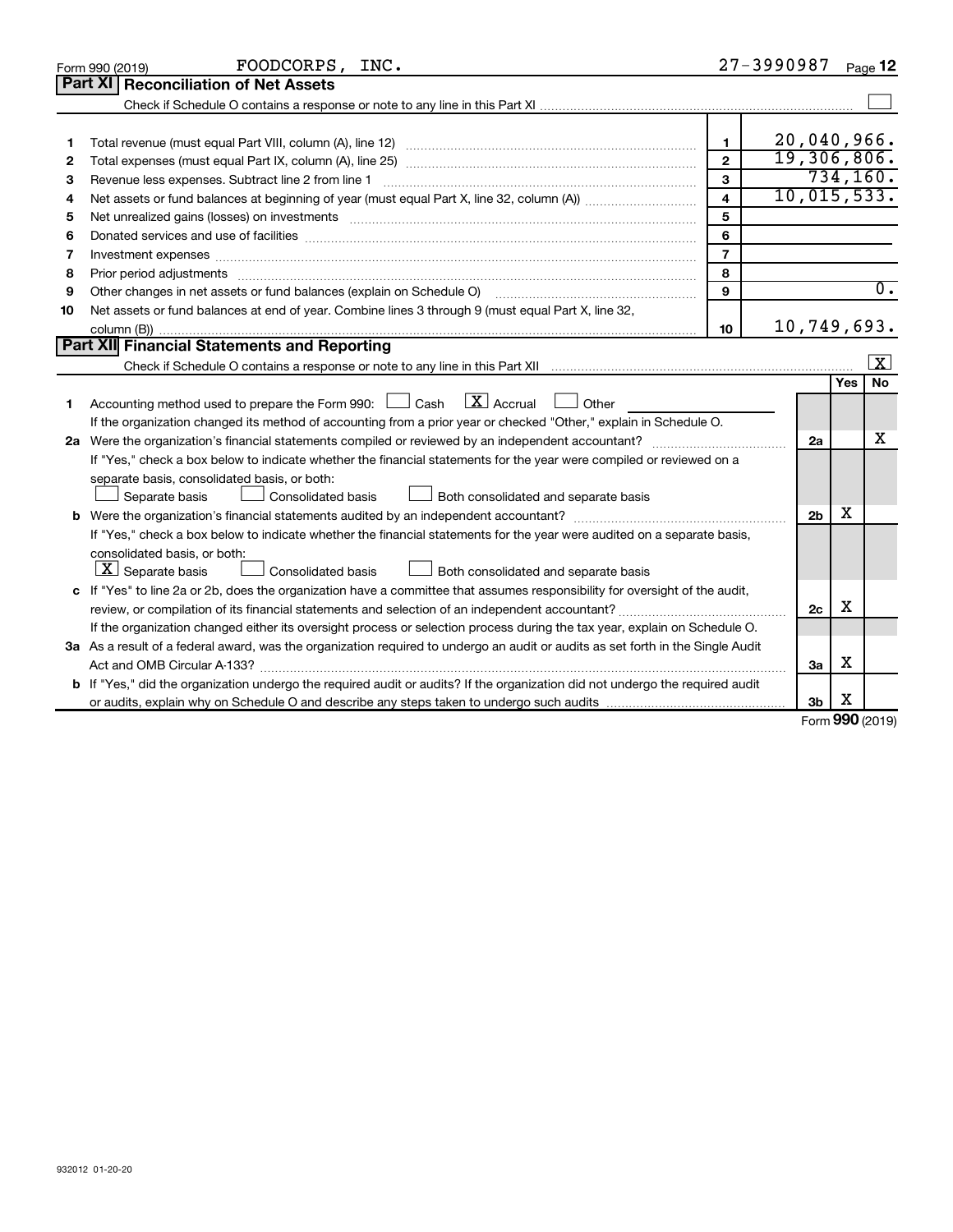Form 990 (2019) FOODCORPS, INC. 27-3990987

## Part XI Reconciliation of Net Assets

Check if Schedule O contains a response or note to any line in this Part XI ☐

| | | | |
|---|---|---|---|
| 1 | Total revenue (must equal Part VIII, column (A), line 12) | 1 | 20,040,966. |
| 2 | Total expenses (must equal Part IX, column (A), line 25) | 2 | 19,306,806. |
| 3 | Revenue less expenses. Subtract line 2 from line 1 | 3 | 734,160. |
| 4 | Net assets or fund balances at beginning of year (must equal Part X, line 32, column (A)) | 4 | 10,015,533. |
| 5 | Net unrealized gains (losses) on investments | 5 | |
| 6 | Donated services and use of facilities | 6 | |
| 7 | Investment expenses | 7 | |
| 8 | Prior period adjustments | 8 | |
| 9 | Other changes in net assets or fund balances (explain on Schedule O) | 9 | 0. |
| 10 | Net assets or fund balances at end of year. Combine lines 3 through 9 (must equal Part X, line 32, column (B)) | 10 | 10,749,693. |

## Part XII Financial Statements and Reporting

Check if Schedule O contains a response or note to any line in this Part XII ☒

| | | | Yes | No |
|---|---|---|---|---|
| 1 | Accounting method used to prepare the Form 990: ☐ Cash ☒ Accrual ☐ Other<br>If the organization changed its method of accounting from a prior year or checked "Other," explain in Schedule O. | | | |
| 2a | Were the organization's financial statements compiled or reviewed by an independent accountant?<br>If "Yes," check a box below to indicate whether the financial statements for the year were compiled or reviewed on a separate basis, consolidated basis, or both:<br>☐ Separate basis ☐ Consolidated basis ☐ Both consolidated and separate basis | 2a | | X |
| b | Were the organization's financial statements audited by an independent accountant?<br>If "Yes," check a box below to indicate whether the financial statements for the year were audited on a separate basis, consolidated basis, or both:<br>☒ Separate basis ☐ Consolidated basis ☐ Both consolidated and separate basis | 2b | X | |
| c | If "Yes" to line 2a or 2b, does the organization have a committee that assumes responsibility for oversight of the audit, review, or compilation of its financial statements and selection of an independent accountant?<br>If the organization changed either its oversight process or selection process during the tax year, explain on Schedule O. | 2c | X | |
| 3a | As a result of a federal award, was the organization required to undergo an audit or audits as set forth in the Single Audit Act and OMB Circular A-133? | 3a | X | |
| b | If "Yes," did the organization undergo the required audit or audits? If the organization did not undergo the required audit or audits, explain why on Schedule O and describe any steps taken to undergo such audits | 3b | X | |

Form 990 (2019)

932012 01-20-20